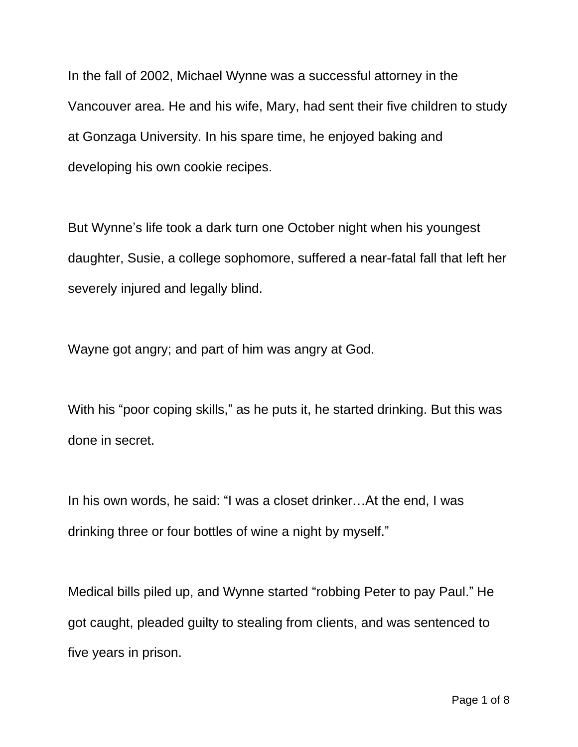In the fall of 2002, Michael Wynne was a successful attorney in the Vancouver area. He and his wife, Mary, had sent their five children to study at Gonzaga University. In his spare time, he enjoyed baking and developing his own cookie recipes.

But Wynne's life took a dark turn one October night when his youngest daughter, Susie, a college sophomore, suffered a near-fatal fall that left her severely injured and legally blind.

Wayne got angry; and part of him was angry at God.

With his "poor coping skills," as he puts it, he started drinking. But this was done in secret.

In his own words, he said: "I was a closet drinker…At the end, I was drinking three or four bottles of wine a night by myself."

Medical bills piled up, and Wynne started "robbing Peter to pay Paul." He got caught, pleaded guilty to stealing from clients, and was sentenced to five years in prison.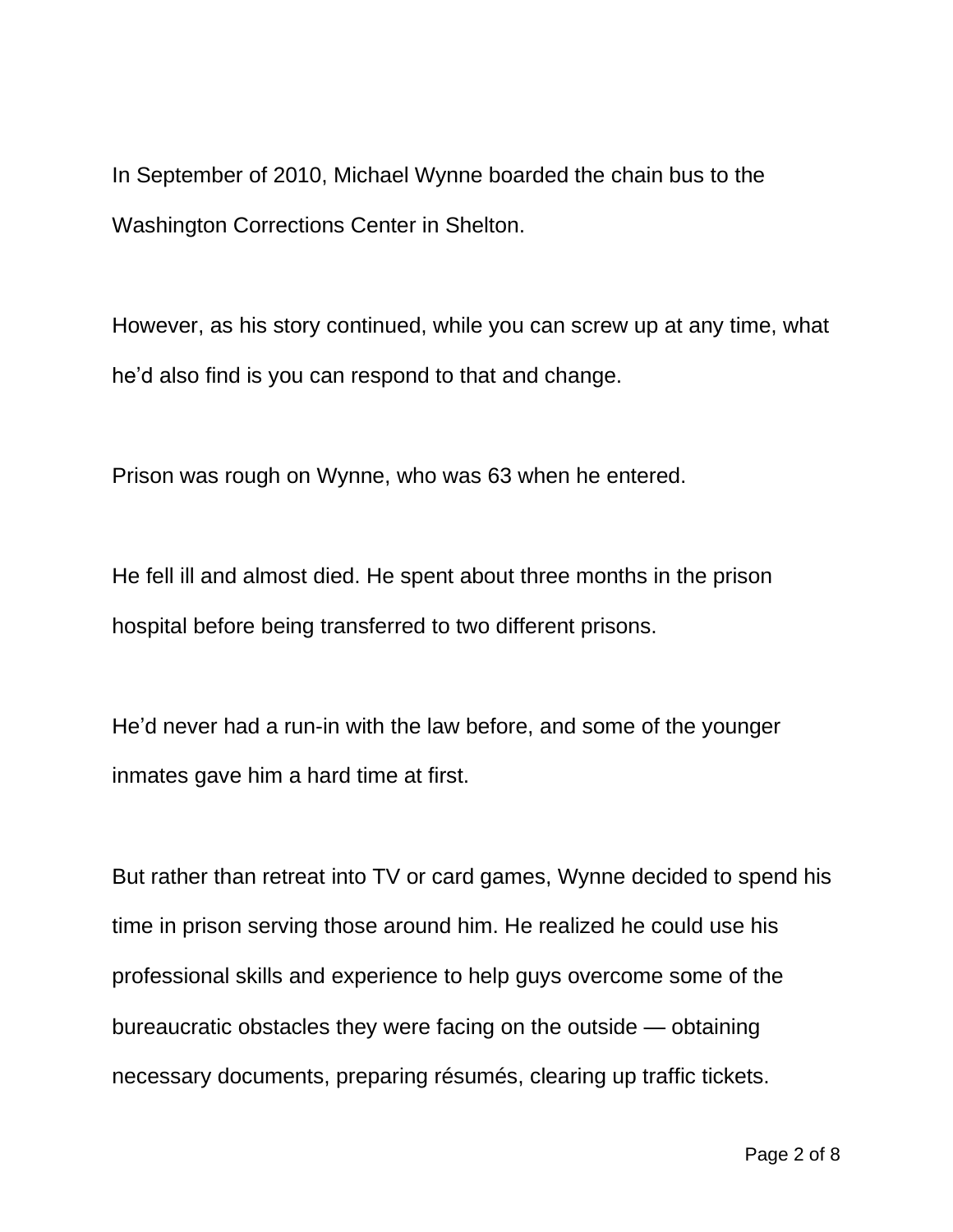In September of 2010, Michael Wynne boarded the chain bus to the Washington Corrections Center in Shelton.

However, as his story continued, while you can screw up at any time, what he'd also find is you can respond to that and change.

Prison was rough on Wynne, who was 63 when he entered.

He fell ill and almost died. He spent about three months in the prison hospital before being transferred to two different prisons.

He'd never had a run-in with the law before, and some of the younger inmates gave him a hard time at first.

But rather than retreat into TV or card games, Wynne decided to spend his time in prison serving those around him. He realized he could use his professional skills and experience to help guys overcome some of the bureaucratic obstacles they were facing on the outside — obtaining necessary documents, preparing résumés, clearing up traffic tickets.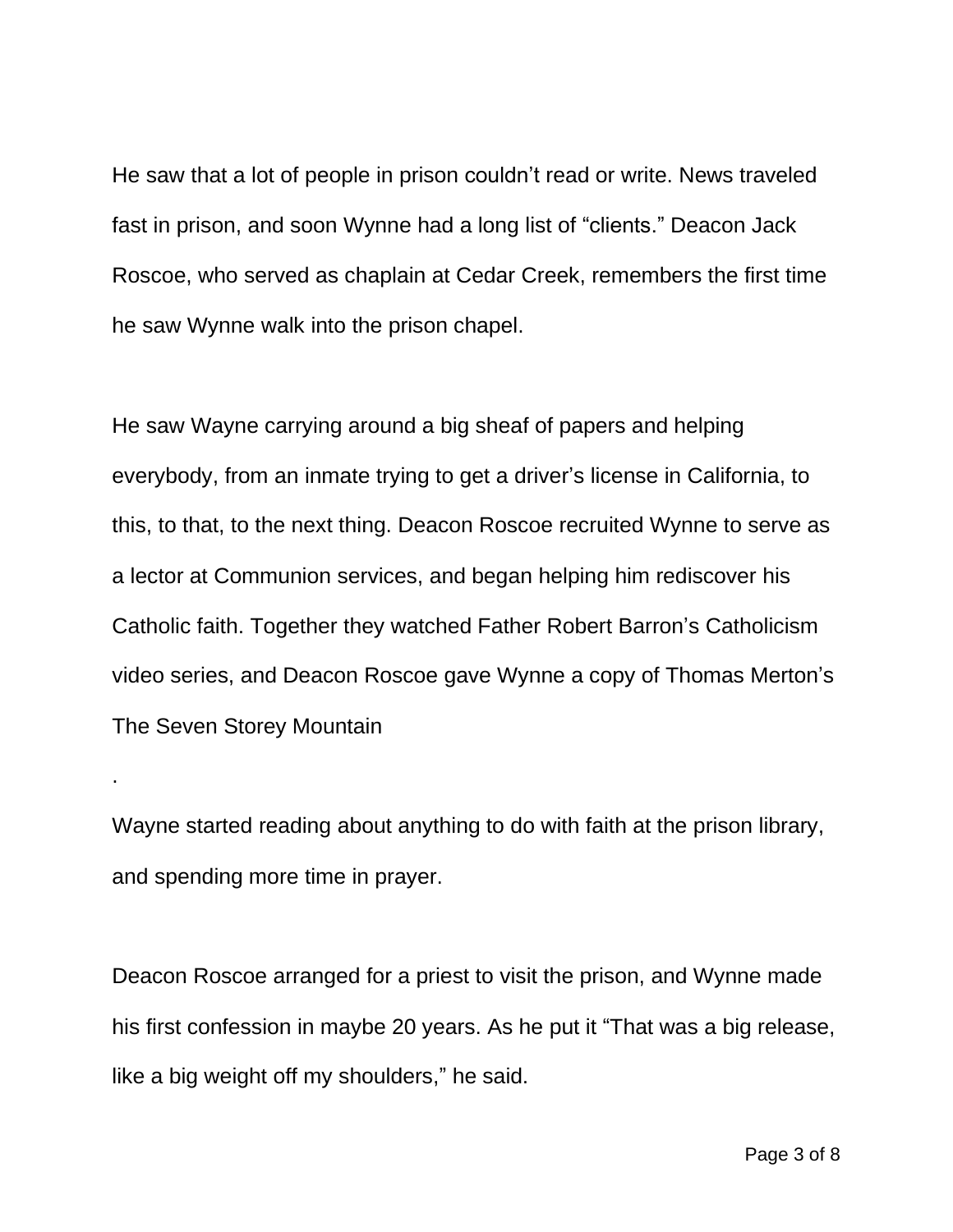He saw that a lot of people in prison couldn't read or write. News traveled fast in prison, and soon Wynne had a long list of "clients." Deacon Jack Roscoe, who served as chaplain at Cedar Creek, remembers the first time he saw Wynne walk into the prison chapel.

He saw Wayne carrying around a big sheaf of papers and helping everybody, from an inmate trying to get a driver's license in California, to this, to that, to the next thing. Deacon Roscoe recruited Wynne to serve as a lector at Communion services, and began helping him rediscover his Catholic faith. Together they watched Father Robert Barron's Catholicism video series, and Deacon Roscoe gave Wynne a copy of Thomas Merton's The Seven Storey Mountain

.

Wayne started reading about anything to do with faith at the prison library, and spending more time in prayer.

Deacon Roscoe arranged for a priest to visit the prison, and Wynne made his first confession in maybe 20 years. As he put it "That was a big release, like a big weight off my shoulders," he said.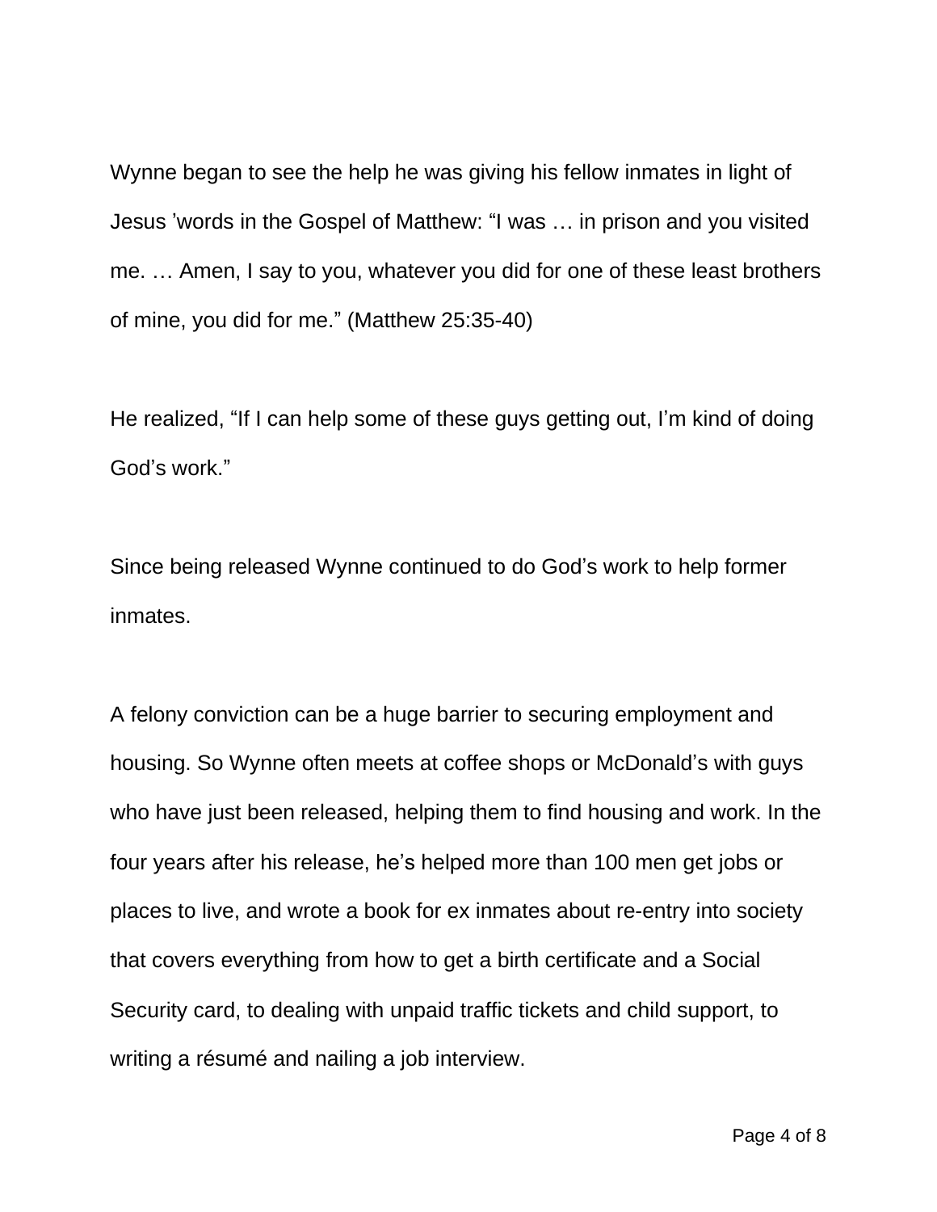Wynne began to see the help he was giving his fellow inmates in light of Jesus ’words in the Gospel of Matthew: “I was … in prison and you visited me. … Amen, I say to you, whatever you did for one of these least brothers of mine, you did for me.” (Matthew 25:35-40)

He realized, “If I can help some of these guys getting out, I’m kind of doing God’s work.”

Since being released Wynne continued to do God’s work to help former inmates.

A felony conviction can be a huge barrier to securing employment and housing. So Wynne often meets at coffee shops or McDonald’s with guys who have just been released, helping them to find housing and work. In the four years after his release, he’s helped more than 100 men get jobs or places to live, and wrote a book for ex inmates about re-entry into society that covers everything from how to get a birth certificate and a Social Security card, to dealing with unpaid traffic tickets and child support, to writing a résumé and nailing a job interview.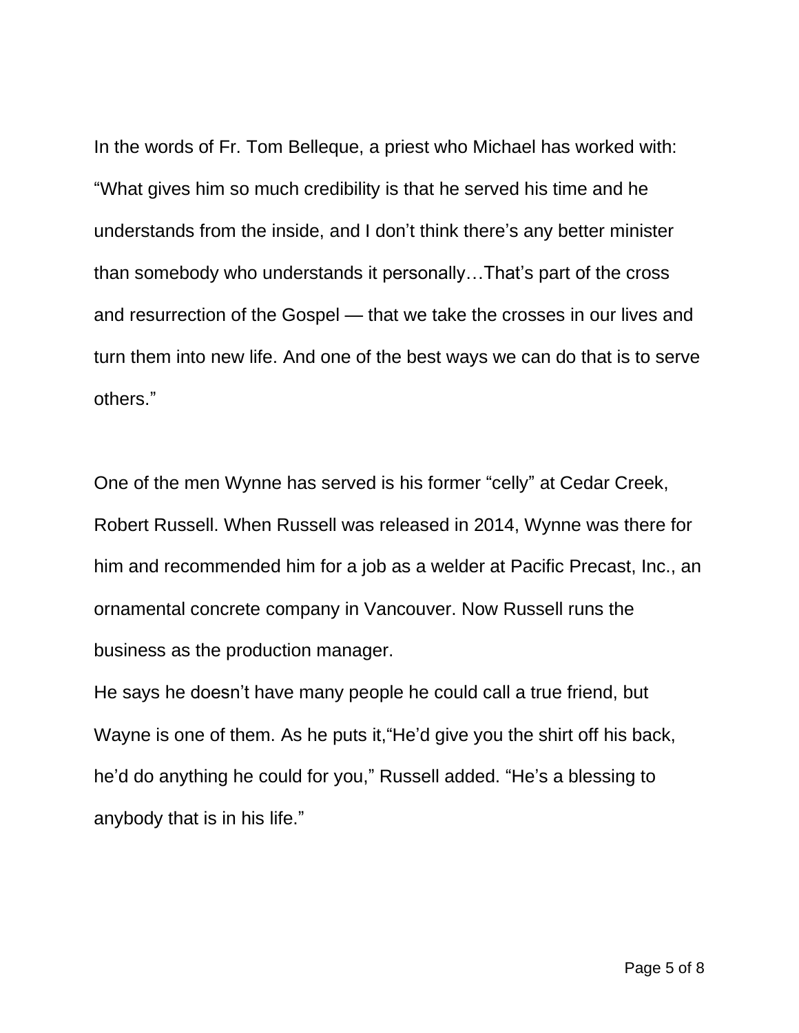In the words of Fr. Tom Belleque, a priest who Michael has worked with: “What gives him so much credibility is that he served his time and he understands from the inside, and I don’t think there’s any better minister than somebody who understands it personally…That’s part of the cross and resurrection of the Gospel — that we take the crosses in our lives and turn them into new life. And one of the best ways we can do that is to serve others.”

One of the men Wynne has served is his former “celly” at Cedar Creek, Robert Russell. When Russell was released in 2014, Wynne was there for him and recommended him for a job as a welder at Pacific Precast, Inc., an ornamental concrete company in Vancouver. Now Russell runs the business as the production manager.

He says he doesn’t have many people he could call a true friend, but Wayne is one of them. As he puts it,“He’d give you the shirt off his back, he’d do anything he could for you,” Russell added. “He’s a blessing to anybody that is in his life.”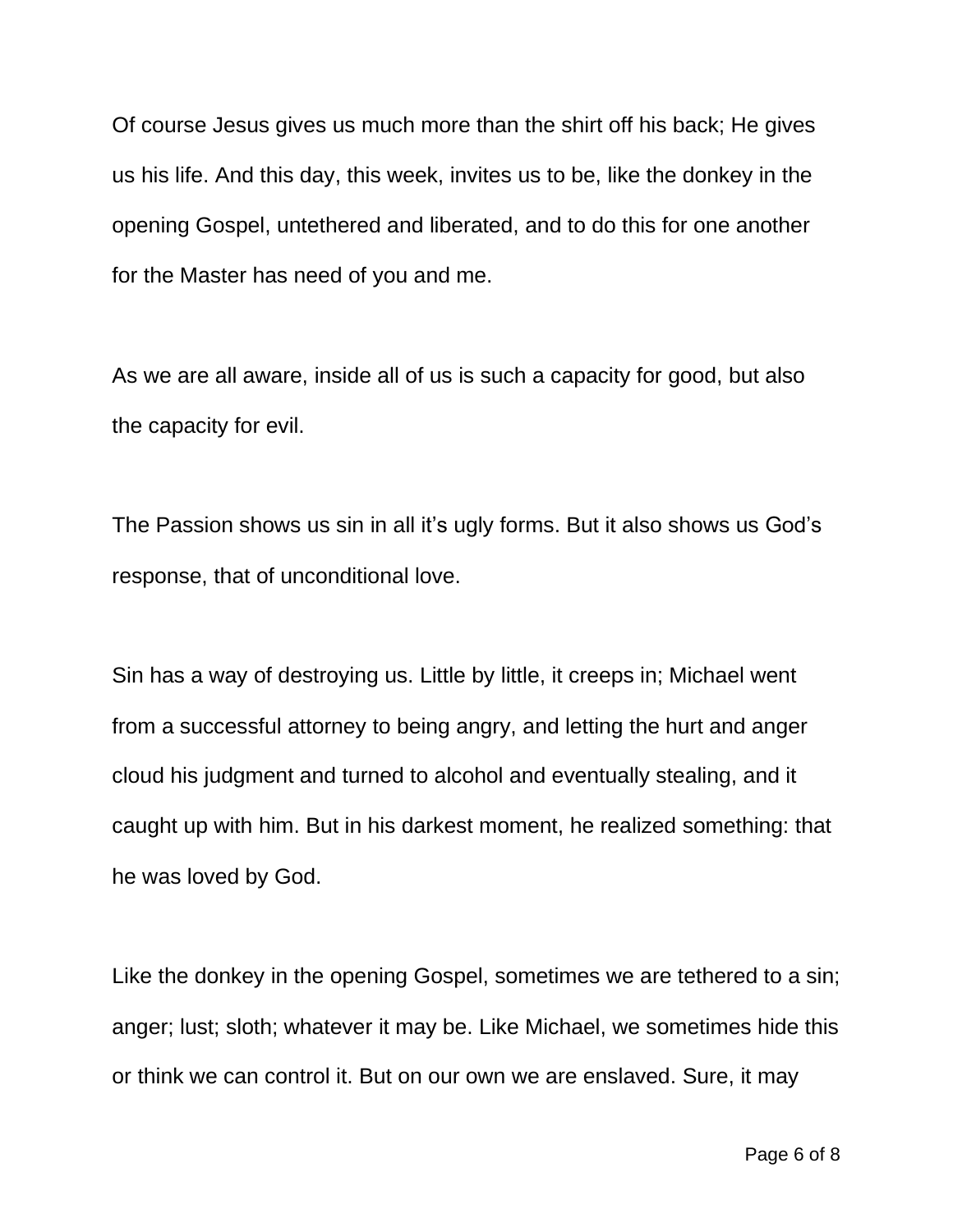Of course Jesus gives us much more than the shirt off his back; He gives us his life. And this day, this week, invites us to be, like the donkey in the opening Gospel, untethered and liberated, and to do this for one another for the Master has need of you and me.

As we are all aware, inside all of us is such a capacity for good, but also the capacity for evil.

The Passion shows us sin in all it's ugly forms. But it also shows us God's response, that of unconditional love.

Sin has a way of destroying us. Little by little, it creeps in; Michael went from a successful attorney to being angry, and letting the hurt and anger cloud his judgment and turned to alcohol and eventually stealing, and it caught up with him. But in his darkest moment, he realized something: that he was loved by God.

Like the donkey in the opening Gospel, sometimes we are tethered to a sin; anger; lust; sloth; whatever it may be. Like Michael, we sometimes hide this or think we can control it. But on our own we are enslaved. Sure, it may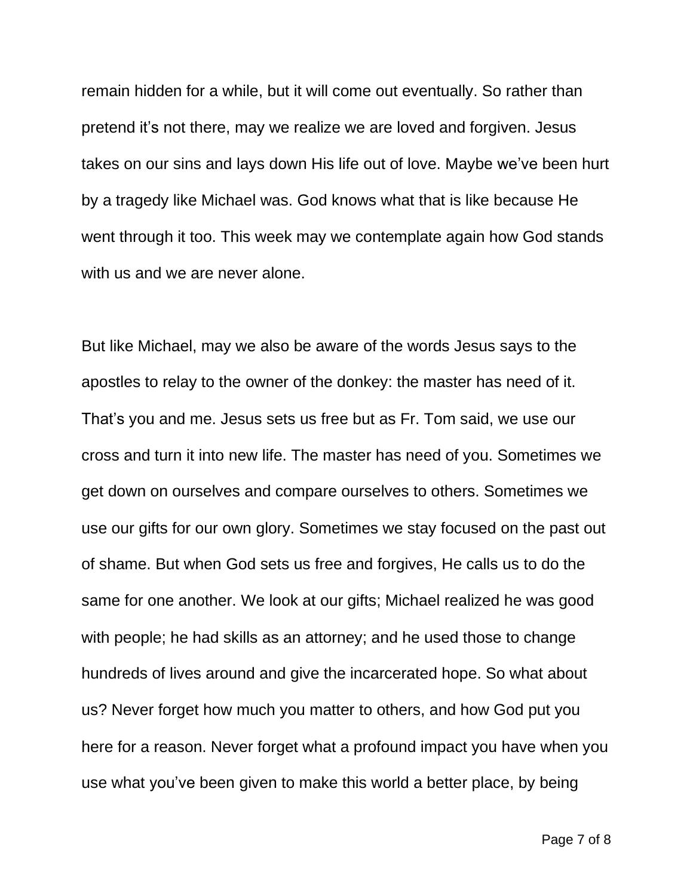remain hidden for a while, but it will come out eventually. So rather than pretend it's not there, may we realize we are loved and forgiven. Jesus takes on our sins and lays down His life out of love. Maybe we've been hurt by a tragedy like Michael was. God knows what that is like because He went through it too. This week may we contemplate again how God stands with us and we are never alone.

But like Michael, may we also be aware of the words Jesus says to the apostles to relay to the owner of the donkey: the master has need of it. That's you and me. Jesus sets us free but as Fr. Tom said, we use our cross and turn it into new life. The master has need of you. Sometimes we get down on ourselves and compare ourselves to others. Sometimes we use our gifts for our own glory. Sometimes we stay focused on the past out of shame. But when God sets us free and forgives, He calls us to do the same for one another. We look at our gifts; Michael realized he was good with people; he had skills as an attorney; and he used those to change hundreds of lives around and give the incarcerated hope. So what about us? Never forget how much you matter to others, and how God put you here for a reason. Never forget what a profound impact you have when you use what you've been given to make this world a better place, by being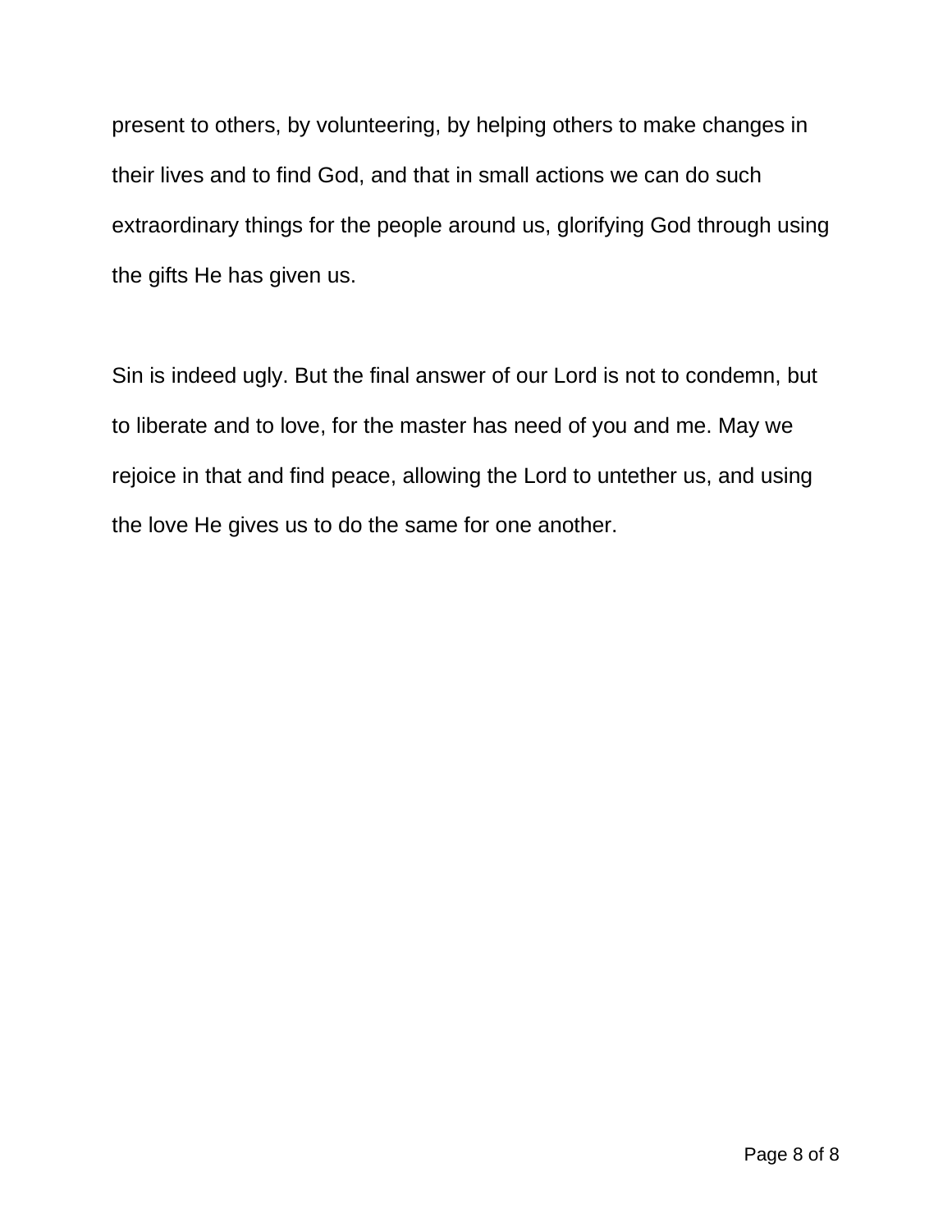present to others, by volunteering, by helping others to make changes in their lives and to find God, and that in small actions we can do such extraordinary things for the people around us, glorifying God through using the gifts He has given us.

Sin is indeed ugly. But the final answer of our Lord is not to condemn, but to liberate and to love, for the master has need of you and me. May we rejoice in that and find peace, allowing the Lord to untether us, and using the love He gives us to do the same for one another.